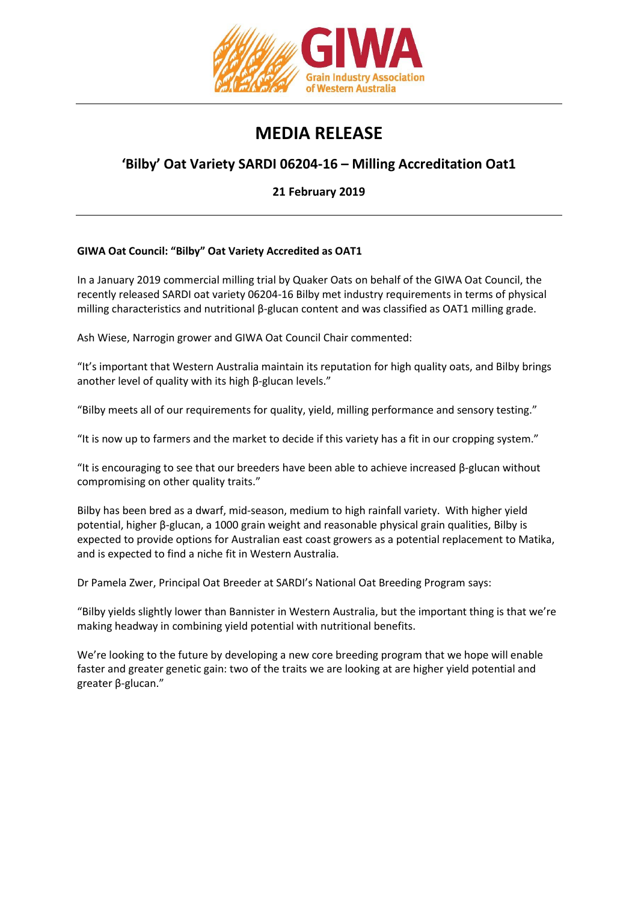GIWA
Grain Industry Association of Western Australia

# MEDIA RELEASE

## 'Bilby' Oat Variety SARDI 06204-16 – Milling Accreditation Oat1

**21 February 2019**

**GIWA Oat Council: "Bilby" Oat Variety Accredited as OAT1**

In a January 2019 commercial milling trial by Quaker Oats on behalf of the GIWA Oat Council, the recently released SARDI oat variety 06204-16 Bilby met industry requirements in terms of physical milling characteristics and nutritional β-glucan content and was classified as OAT1 milling grade.

Ash Wiese, Narrogin grower and GIWA Oat Council Chair commented:

"It's important that Western Australia maintain its reputation for high quality oats, and Bilby brings another level of quality with its high β-glucan levels."

"Bilby meets all of our requirements for quality, yield, milling performance and sensory testing."

"It is now up to farmers and the market to decide if this variety has a fit in our cropping system."

"It is encouraging to see that our breeders have been able to achieve increased β-glucan without compromising on other quality traits."

Bilby has been bred as a dwarf, mid-season, medium to high rainfall variety. With higher yield potential, higher β-glucan, a 1000 grain weight and reasonable physical grain qualities, Bilby is expected to provide options for Australian east coast growers as a potential replacement to Matika, and is expected to find a niche fit in Western Australia.

Dr Pamela Zwer, Principal Oat Breeder at SARDI's National Oat Breeding Program says:

"Bilby yields slightly lower than Bannister in Western Australia, but the important thing is that we're making headway in combining yield potential with nutritional benefits.

We're looking to the future by developing a new core breeding program that we hope will enable faster and greater genetic gain: two of the traits we are looking at are higher yield potential and greater β-glucan."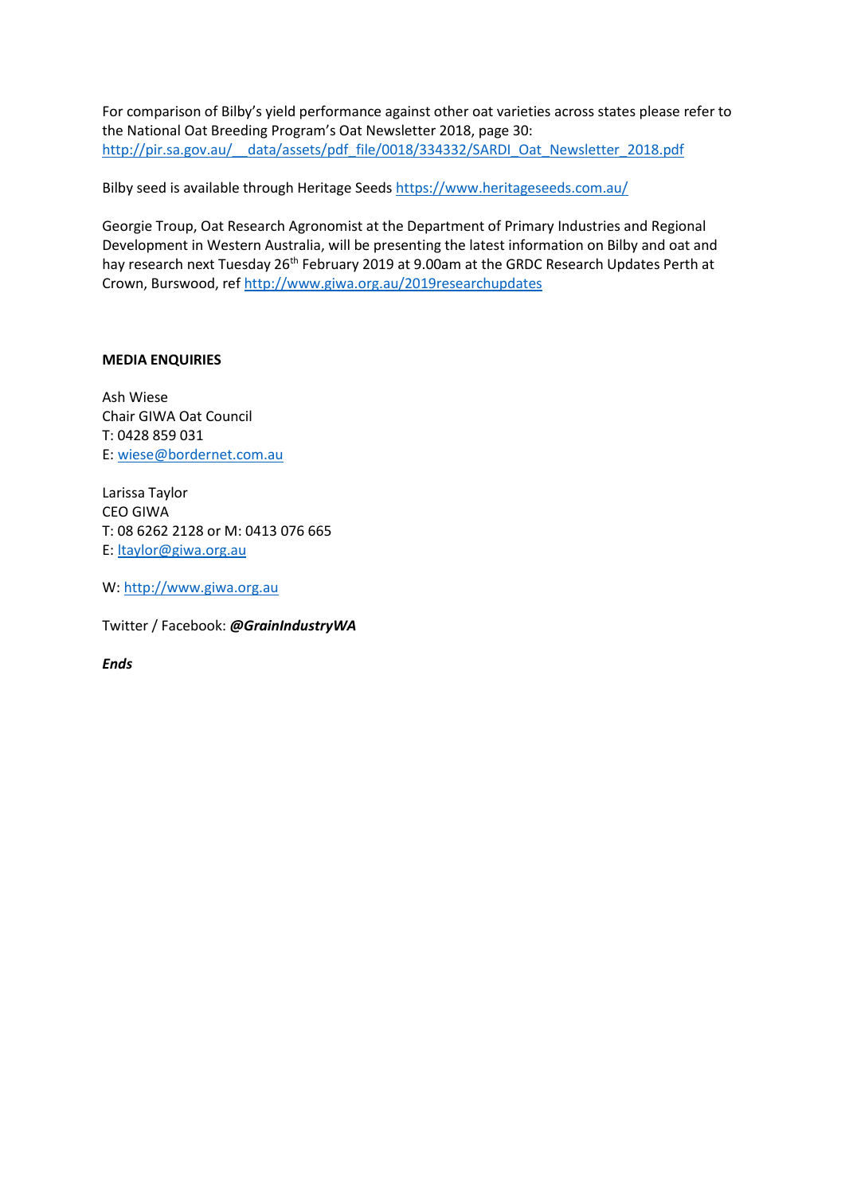For comparison of Bilby's yield performance against other oat varieties across states please refer to the National Oat Breeding Program's Oat Newsletter 2018, page 30: http://pir.sa.gov.au/__data/assets/pdf_file/0018/334332/SARDI_Oat_Newsletter_2018.pdf

Bilby seed is available through Heritage Seeds https://www.heritageseeds.com.au/

Georgie Troup, Oat Research Agronomist at the Department of Primary Industries and Regional Development in Western Australia, will be presenting the latest information on Bilby and oat and hay research next Tuesday 26th February 2019 at 9.00am at the GRDC Research Updates Perth at Crown, Burswood, ref http://www.giwa.org.au/2019researchupdates

**MEDIA ENQUIRIES**

Ash Wiese
Chair GIWA Oat Council
T: 0428 859 031
E: wiese@bordernet.com.au

Larissa Taylor
CEO GIWA
T: 08 6262 2128 or M: 0413 076 665
E: ltaylor@giwa.org.au

W: http://www.giwa.org.au

Twitter / Facebook: ***@GrainIndustryWA***

***Ends***